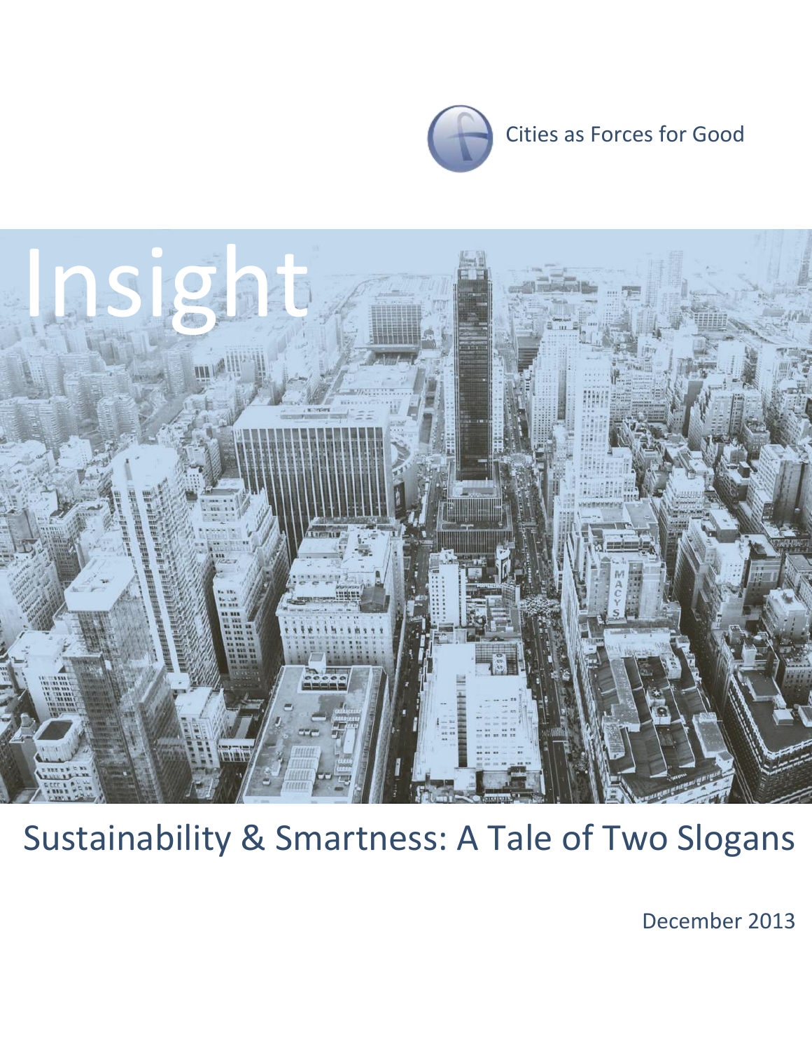Cities as Forces for Good

# Insight

# Sustainability & Smartness: A Tale of Two Slogans

December 2013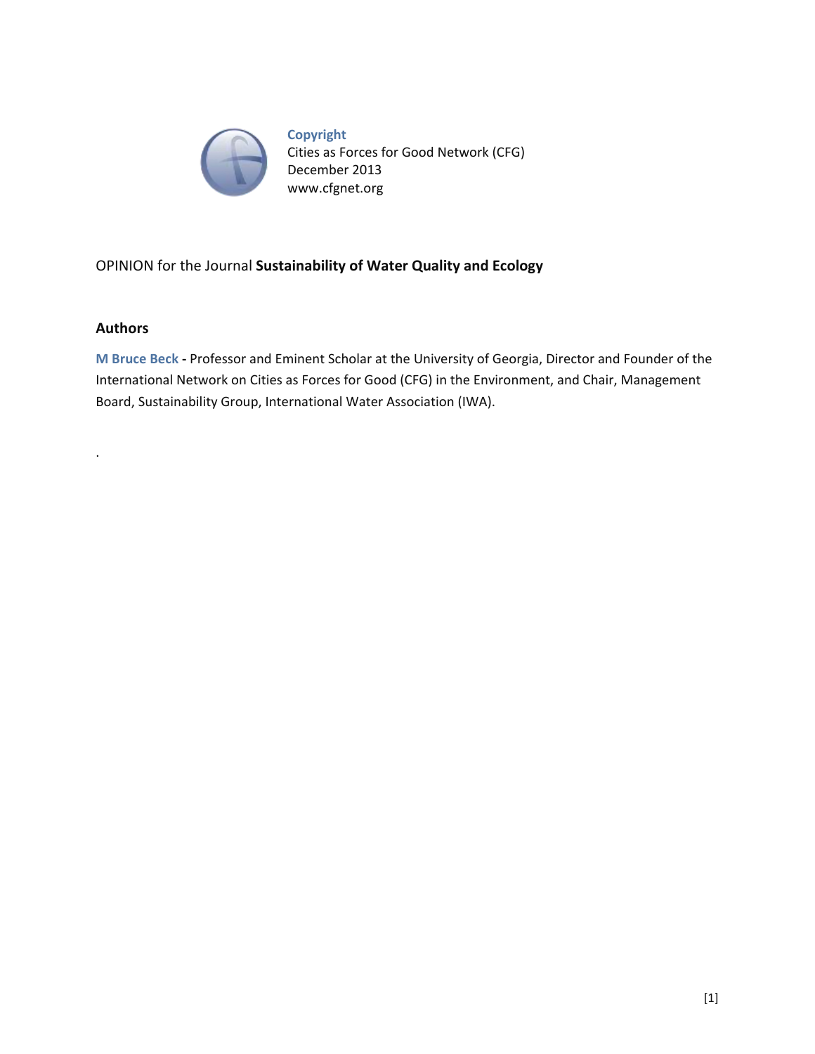**Copyright**
Cities as Forces for Good Network (CFG)
December 2013
www.cfgnet.org

OPINION for the Journal **Sustainability of Water Quality and Ecology**

## Authors

**M Bruce Beck** - Professor and Eminent Scholar at the University of Georgia, Director and Founder of the International Network on Cities as Forces for Good (CFG) in the Environment, and Chair, Management Board, Sustainability Group, International Water Association (IWA).

.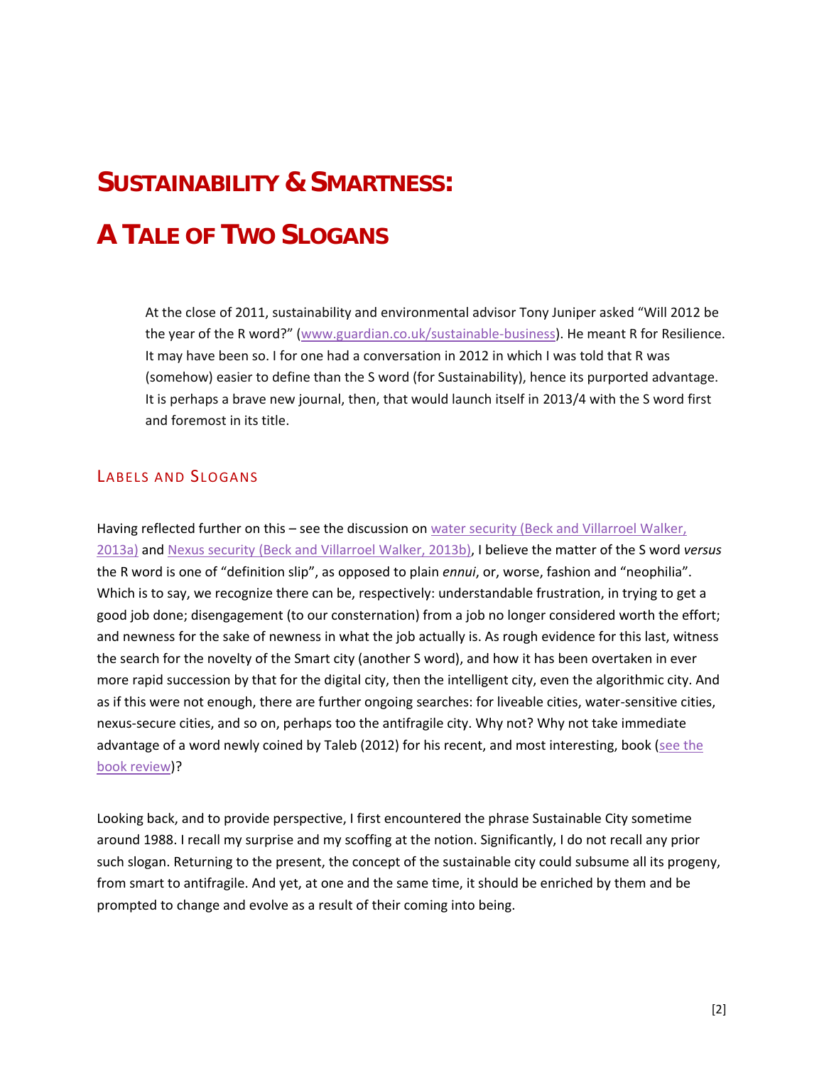# Sustainability & Smartness:

# A Tale of Two Slogans

At the close of 2011, sustainability and environmental advisor Tony Juniper asked "Will 2012 be the year of the R word?" (www.guardian.co.uk/sustainable-business). He meant R for Resilience. It may have been so. I for one had a conversation in 2012 in which I was told that R was (somehow) easier to define than the S word (for Sustainability), hence its purported advantage. It is perhaps a brave new journal, then, that would launch itself in 2013/4 with the S word first and foremost in its title.

## Labels and Slogans

Having reflected further on this – see the discussion on water security (Beck and Villarroel Walker, 2013a) and Nexus security (Beck and Villarroel Walker, 2013b), I believe the matter of the S word *versus* the R word is one of "definition slip", as opposed to plain *ennui*, or, worse, fashion and "neophilia". Which is to say, we recognize there can be, respectively: understandable frustration, in trying to get a good job done; disengagement (to our consternation) from a job no longer considered worth the effort; and newness for the sake of newness in what the job actually is. As rough evidence for this last, witness the search for the novelty of the Smart city (another S word), and how it has been overtaken in ever more rapid succession by that for the digital city, then the intelligent city, even the algorithmic city. And as if this were not enough, there are further ongoing searches: for liveable cities, water-sensitive cities, nexus-secure cities, and so on, perhaps too the antifragile city. Why not? Why not take immediate advantage of a word newly coined by Taleb (2012) for his recent, and most interesting, book (see the book review)?

Looking back, and to provide perspective, I first encountered the phrase Sustainable City sometime around 1988. I recall my surprise and my scoffing at the notion. Significantly, I do not recall any prior such slogan. Returning to the present, the concept of the sustainable city could subsume all its progeny, from smart to antifragile. And yet, at one and the same time, it should be enriched by them and be prompted to change and evolve as a result of their coming into being.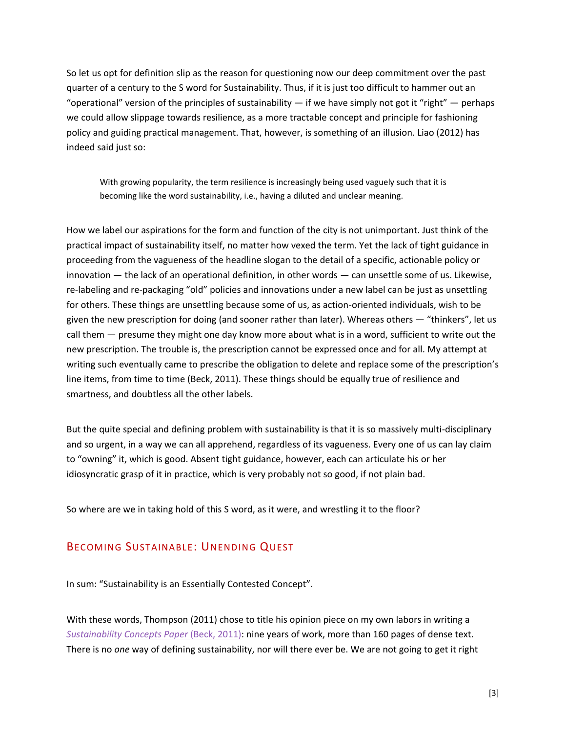So let us opt for definition slip as the reason for questioning now our deep commitment over the past quarter of a century to the S word for Sustainability. Thus, if it is just too difficult to hammer out an "operational" version of the principles of sustainability — if we have simply not got it "right" — perhaps we could allow slippage towards resilience, as a more tractable concept and principle for fashioning policy and guiding practical management. That, however, is something of an illusion. Liao (2012) has indeed said just so:

> With growing popularity, the term resilience is increasingly being used vaguely such that it is becoming like the word sustainability, i.e., having a diluted and unclear meaning.

How we label our aspirations for the form and function of the city is not unimportant. Just think of the practical impact of sustainability itself, no matter how vexed the term. Yet the lack of tight guidance in proceeding from the vagueness of the headline slogan to the detail of a specific, actionable policy or innovation — the lack of an operational definition, in other words — can unsettle some of us. Likewise, re-labeling and re-packaging "old" policies and innovations under a new label can be just as unsettling for others. These things are unsettling because some of us, as action-oriented individuals, wish to be given the new prescription for doing (and sooner rather than later). Whereas others — "thinkers", let us call them — presume they might one day know more about what is in a word, sufficient to write out the new prescription. The trouble is, the prescription cannot be expressed once and for all. My attempt at writing such eventually came to prescribe the obligation to delete and replace some of the prescription's line items, from time to time (Beck, 2011). These things should be equally true of resilience and smartness, and doubtless all the other labels.

But the quite special and defining problem with sustainability is that it is so massively multi-disciplinary and so urgent, in a way we can all apprehend, regardless of its vagueness. Every one of us can lay claim to "owning" it, which is good. Absent tight guidance, however, each can articulate his or her idiosyncratic grasp of it in practice, which is very probably not so good, if not plain bad.

So where are we in taking hold of this S word, as it were, and wrestling it to the floor?

## Becoming Sustainable: Unending Quest

In sum: "Sustainability is an Essentially Contested Concept".

With these words, Thompson (2011) chose to title his opinion piece on my own labors in writing a *Sustainability Concepts Paper* (Beck, 2011): nine years of work, more than 160 pages of dense text. There is no *one* way of defining sustainability, nor will there ever be. We are not going to get it right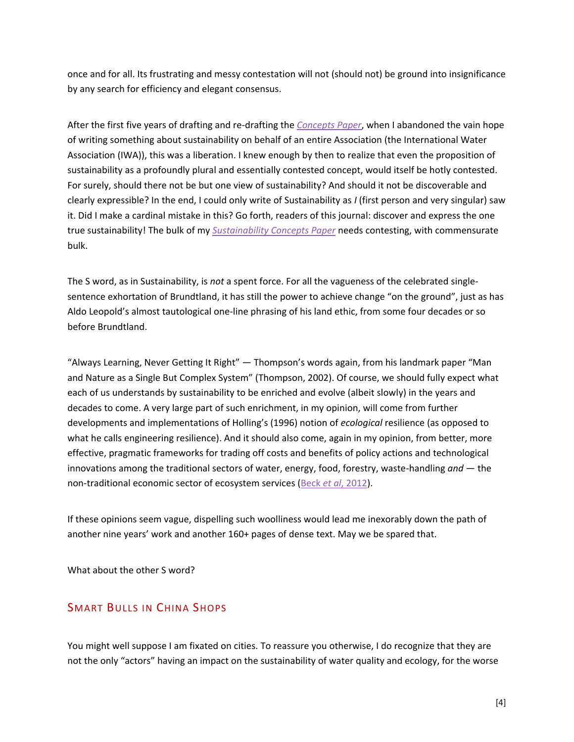once and for all. Its frustrating and messy contestation will not (should not) be ground into insignificance by any search for efficiency and elegant consensus.

After the first five years of drafting and re-drafting the *Concepts Paper*, when I abandoned the vain hope of writing something about sustainability on behalf of an entire Association (the International Water Association (IWA)), this was a liberation. I knew enough by then to realize that even the proposition of sustainability as a profoundly plural and essentially contested concept, would itself be hotly contested. For surely, should there not be but one view of sustainability? And should it not be discoverable and clearly expressible? In the end, I could only write of Sustainability as *I* (first person and very singular) saw it. Did I make a cardinal mistake in this? Go forth, readers of this journal: discover and express the one true sustainability! The bulk of my *Sustainability Concepts Paper* needs contesting, with commensurate bulk.

The S word, as in Sustainability, is *not* a spent force. For all the vagueness of the celebrated single-sentence exhortation of Brundtland, it has still the power to achieve change "on the ground", just as has Aldo Leopold's almost tautological one-line phrasing of his land ethic, from some four decades or so before Brundtland.

"Always Learning, Never Getting It Right" — Thompson's words again, from his landmark paper "Man and Nature as a Single But Complex System" (Thompson, 2002). Of course, we should fully expect what each of us understands by sustainability to be enriched and evolve (albeit slowly) in the years and decades to come. A very large part of such enrichment, in my opinion, will come from further developments and implementations of Holling's (1996) notion of *ecological* resilience (as opposed to what he calls engineering resilience). And it should also come, again in my opinion, from better, more effective, pragmatic frameworks for trading off costs and benefits of policy actions and technological innovations among the traditional sectors of water, energy, food, forestry, waste-handling *and* — the non-traditional economic sector of ecosystem services (Beck *et al*, 2012).

If these opinions seem vague, dispelling such woolliness would lead me inexorably down the path of another nine years' work and another 160+ pages of dense text. May we be spared that.

What about the other S word?

## Smart Bulls in China Shops

You might well suppose I am fixated on cities. To reassure you otherwise, I do recognize that they are not the only "actors" having an impact on the sustainability of water quality and ecology, for the worse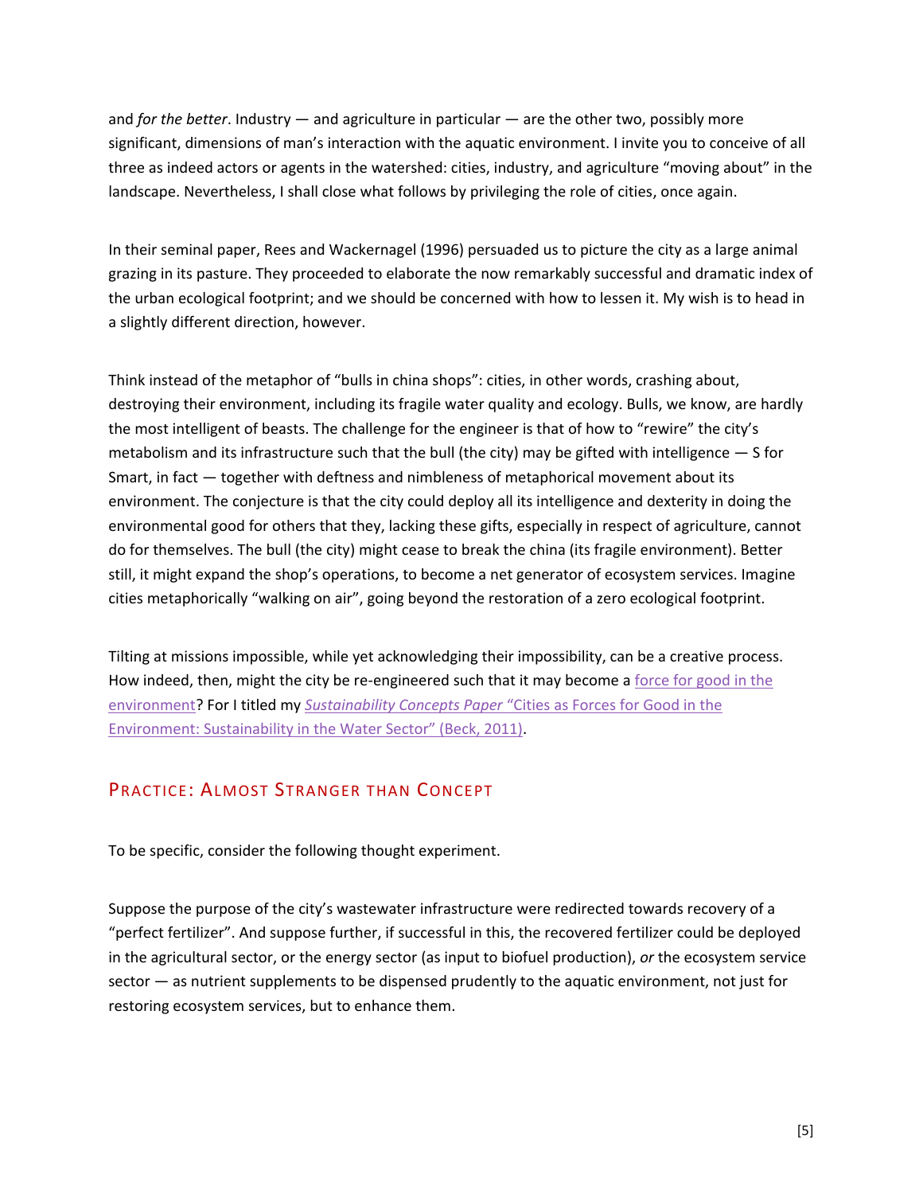and *for the better*. Industry — and agriculture in particular — are the other two, possibly more significant, dimensions of man's interaction with the aquatic environment. I invite you to conceive of all three as indeed actors or agents in the watershed: cities, industry, and agriculture "moving about" in the landscape. Nevertheless, I shall close what follows by privileging the role of cities, once again.

In their seminal paper, Rees and Wackernagel (1996) persuaded us to picture the city as a large animal grazing in its pasture. They proceeded to elaborate the now remarkably successful and dramatic index of the urban ecological footprint; and we should be concerned with how to lessen it. My wish is to head in a slightly different direction, however.

Think instead of the metaphor of "bulls in china shops": cities, in other words, crashing about, destroying their environment, including its fragile water quality and ecology. Bulls, we know, are hardly the most intelligent of beasts. The challenge for the engineer is that of how to "rewire" the city's metabolism and its infrastructure such that the bull (the city) may be gifted with intelligence — S for Smart, in fact — together with deftness and nimbleness of metaphorical movement about its environment. The conjecture is that the city could deploy all its intelligence and dexterity in doing the environmental good for others that they, lacking these gifts, especially in respect of agriculture, cannot do for themselves. The bull (the city) might cease to break the china (its fragile environment). Better still, it might expand the shop's operations, to become a net generator of ecosystem services. Imagine cities metaphorically "walking on air", going beyond the restoration of a zero ecological footprint.

Tilting at missions impossible, while yet acknowledging their impossibility, can be a creative process. How indeed, then, might the city be re-engineered such that it may become a force for good in the environment? For I titled my *Sustainability Concepts Paper* "Cities as Forces for Good in the Environment: Sustainability in the Water Sector" (Beck, 2011).

## Practice: Almost Stranger than Concept

To be specific, consider the following thought experiment.

Suppose the purpose of the city's wastewater infrastructure were redirected towards recovery of a "perfect fertilizer". And suppose further, if successful in this, the recovered fertilizer could be deployed in the agricultural sector, or the energy sector (as input to biofuel production), *or* the ecosystem service sector — as nutrient supplements to be dispensed prudently to the aquatic environment, not just for restoring ecosystem services, but to enhance them.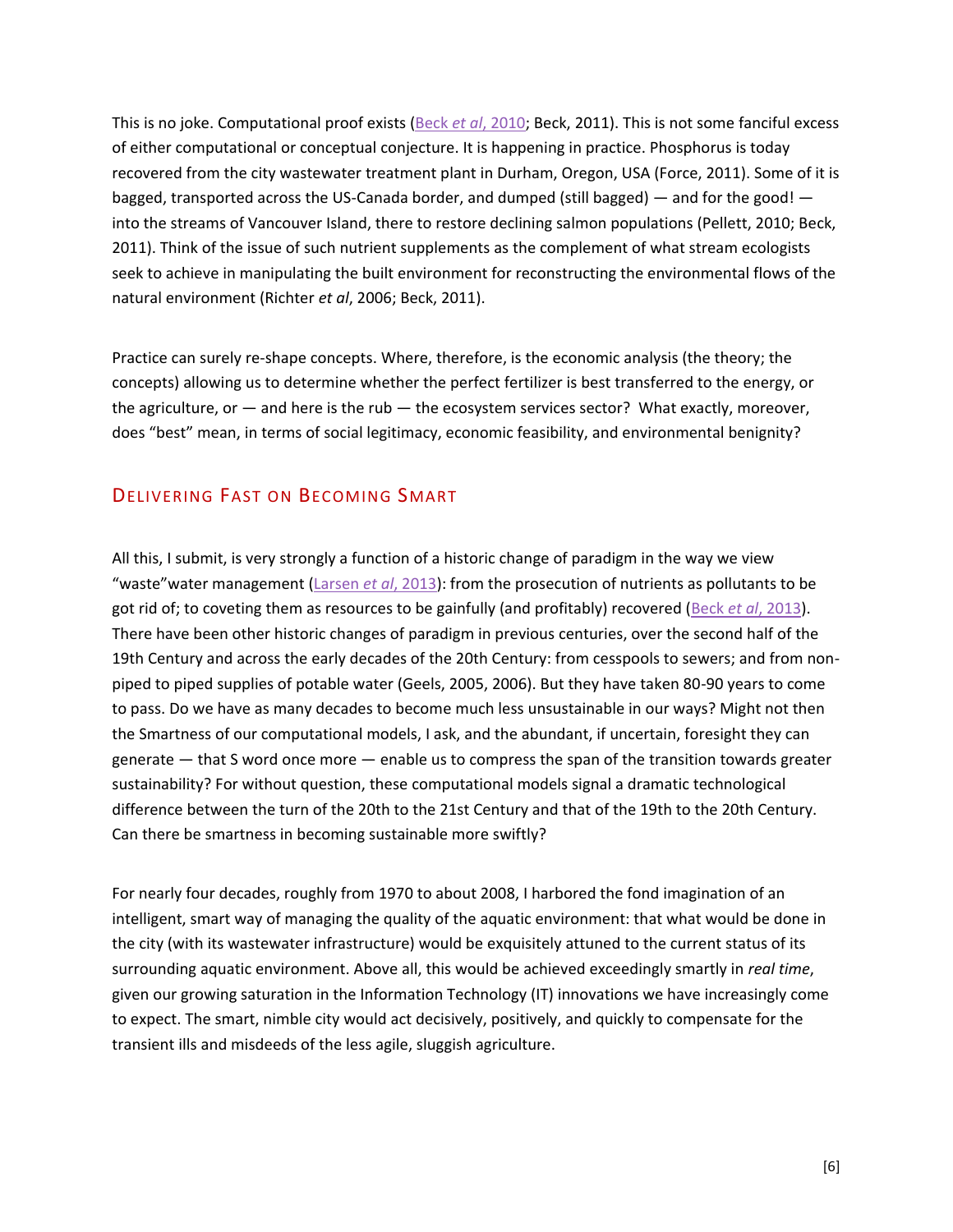This is no joke. Computational proof exists (Beck *et al*, 2010; Beck, 2011). This is not some fanciful excess of either computational or conceptual conjecture. It is happening in practice. Phosphorus is today recovered from the city wastewater treatment plant in Durham, Oregon, USA (Force, 2011). Some of it is bagged, transported across the US-Canada border, and dumped (still bagged) — and for the good! — into the streams of Vancouver Island, there to restore declining salmon populations (Pellett, 2010; Beck, 2011). Think of the issue of such nutrient supplements as the complement of what stream ecologists seek to achieve in manipulating the built environment for reconstructing the environmental flows of the natural environment (Richter *et al*, 2006; Beck, 2011).

Practice can surely re-shape concepts. Where, therefore, is the economic analysis (the theory; the concepts) allowing us to determine whether the perfect fertilizer is best transferred to the energy, or the agriculture, or — and here is the rub — the ecosystem services sector? What exactly, moreover, does "best" mean, in terms of social legitimacy, economic feasibility, and environmental benignity?

## Delivering Fast on Becoming Smart

All this, I submit, is very strongly a function of a historic change of paradigm in the way we view "waste"water management (Larsen *et al*, 2013): from the prosecution of nutrients as pollutants to be got rid of; to coveting them as resources to be gainfully (and profitably) recovered (Beck *et al*, 2013). There have been other historic changes of paradigm in previous centuries, over the second half of the 19th Century and across the early decades of the 20th Century: from cesspools to sewers; and from non-piped to piped supplies of potable water (Geels, 2005, 2006). But they have taken 80-90 years to come to pass. Do we have as many decades to become much less unsustainable in our ways? Might not then the Smartness of our computational models, I ask, and the abundant, if uncertain, foresight they can generate — that S word once more — enable us to compress the span of the transition towards greater sustainability? For without question, these computational models signal a dramatic technological difference between the turn of the 20th to the 21st Century and that of the 19th to the 20th Century. Can there be smartness in becoming sustainable more swiftly?

For nearly four decades, roughly from 1970 to about 2008, I harbored the fond imagination of an intelligent, smart way of managing the quality of the aquatic environment: that what would be done in the city (with its wastewater infrastructure) would be exquisitely attuned to the current status of its surrounding aquatic environment. Above all, this would be achieved exceedingly smartly in *real time*, given our growing saturation in the Information Technology (IT) innovations we have increasingly come to expect. The smart, nimble city would act decisively, positively, and quickly to compensate for the transient ills and misdeeds of the less agile, sluggish agriculture.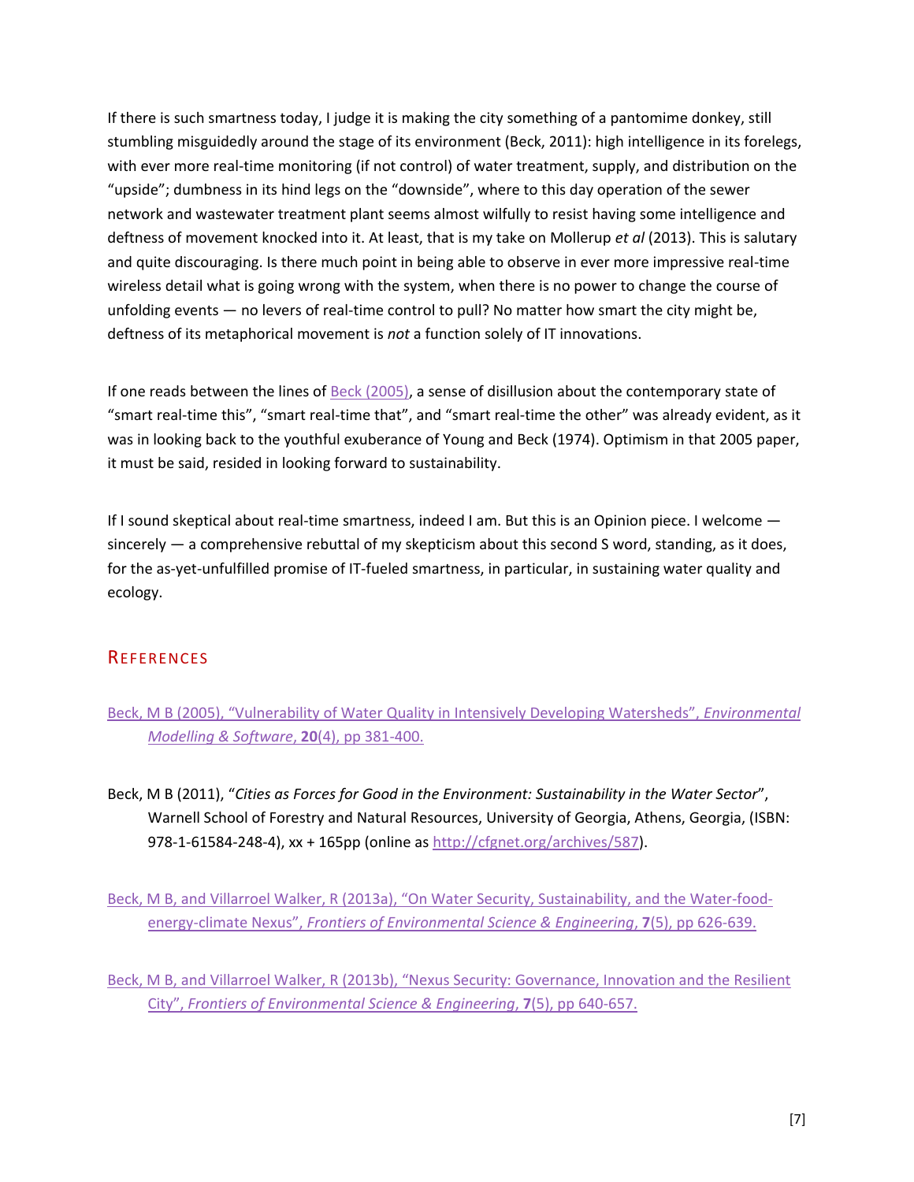If there is such smartness today, I judge it is making the city something of a pantomime donkey, still stumbling misguidedly around the stage of its environment (Beck, 2011): high intelligence in its forelegs, with ever more real-time monitoring (if not control) of water treatment, supply, and distribution on the "upside"; dumbness in its hind legs on the "downside", where to this day operation of the sewer network and wastewater treatment plant seems almost wilfully to resist having some intelligence and deftness of movement knocked into it. At least, that is my take on Mollerup *et al* (2013). This is salutary and quite discouraging. Is there much point in being able to observe in ever more impressive real-time wireless detail what is going wrong with the system, when there is no power to change the course of unfolding events — no levers of real-time control to pull? No matter how smart the city might be, deftness of its metaphorical movement is *not* a function solely of IT innovations.

If one reads between the lines of Beck (2005), a sense of disillusion about the contemporary state of "smart real-time this", "smart real-time that", and "smart real-time the other" was already evident, as it was in looking back to the youthful exuberance of Young and Beck (1974). Optimism in that 2005 paper, it must be said, resided in looking forward to sustainability.

If I sound skeptical about real-time smartness, indeed I am. But this is an Opinion piece. I welcome — sincerely — a comprehensive rebuttal of my skepticism about this second S word, standing, as it does, for the as-yet-unfulfilled promise of IT-fueled smartness, in particular, in sustaining water quality and ecology.

## References

Beck, M B (2005), "Vulnerability of Water Quality in Intensively Developing Watersheds", *Environmental Modelling & Software*, **20**(4), pp 381-400.

Beck, M B (2011), "*Cities as Forces for Good in the Environment: Sustainability in the Water Sector*", Warnell School of Forestry and Natural Resources, University of Georgia, Athens, Georgia, (ISBN: 978-1-61584-248-4), xx + 165pp (online as http://cfgnet.org/archives/587).

Beck, M B, and Villarroel Walker, R (2013a), "On Water Security, Sustainability, and the Water-food-energy-climate Nexus", *Frontiers of Environmental Science & Engineering*, **7**(5), pp 626-639.

Beck, M B, and Villarroel Walker, R (2013b), "Nexus Security: Governance, Innovation and the Resilient City", *Frontiers of Environmental Science & Engineering*, **7**(5), pp 640-657.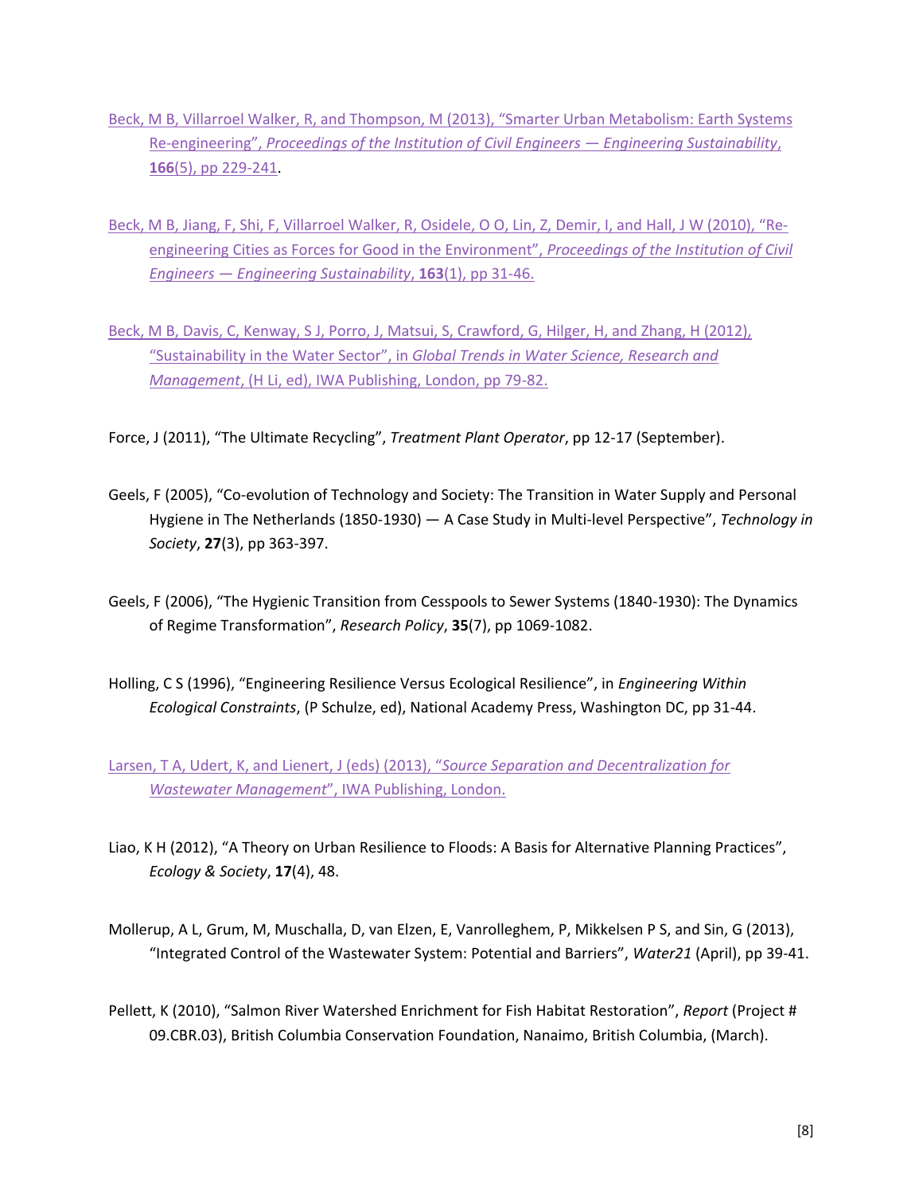Beck, M B, Villarroel Walker, R, and Thompson, M (2013), "Smarter Urban Metabolism: Earth Systems Re-engineering", *Proceedings of the Institution of Civil Engineers — Engineering Sustainability*, **166**(5), pp 229-241.

Beck, M B, Jiang, F, Shi, F, Villarroel Walker, R, Osidele, O O, Lin, Z, Demir, I, and Hall, J W (2010), "Re-engineering Cities as Forces for Good in the Environment", *Proceedings of the Institution of Civil Engineers — Engineering Sustainability*, **163**(1), pp 31-46.

Beck, M B, Davis, C, Kenway, S J, Porro, J, Matsui, S, Crawford, G, Hilger, H, and Zhang, H (2012), "Sustainability in the Water Sector", in *Global Trends in Water Science, Research and Management*, (H Li, ed), IWA Publishing, London, pp 79-82.

Force, J (2011), "The Ultimate Recycling", *Treatment Plant Operator*, pp 12-17 (September).

Geels, F (2005), "Co-evolution of Technology and Society: The Transition in Water Supply and Personal Hygiene in The Netherlands (1850-1930) — A Case Study in Multi-level Perspective", *Technology in Society*, **27**(3), pp 363-397.

Geels, F (2006), "The Hygienic Transition from Cesspools to Sewer Systems (1840-1930): The Dynamics of Regime Transformation", *Research Policy*, **35**(7), pp 1069-1082.

Holling, C S (1996), "Engineering Resilience Versus Ecological Resilience", in *Engineering Within Ecological Constraints*, (P Schulze, ed), National Academy Press, Washington DC, pp 31-44.

Larsen, T A, Udert, K, and Lienert, J (eds) (2013), "*Source Separation and Decentralization for Wastewater Management*", IWA Publishing, London.

Liao, K H (2012), "A Theory on Urban Resilience to Floods: A Basis for Alternative Planning Practices", *Ecology & Society*, **17**(4), 48.

Mollerup, A L, Grum, M, Muschalla, D, van Elzen, E, Vanrolleghem, P, Mikkelsen P S, and Sin, G (2013), "Integrated Control of the Wastewater System: Potential and Barriers", *Water21* (April), pp 39-41.

Pellett, K (2010), "Salmon River Watershed Enrichment for Fish Habitat Restoration", *Report* (Project # 09.CBR.03), British Columbia Conservation Foundation, Nanaimo, British Columbia, (March).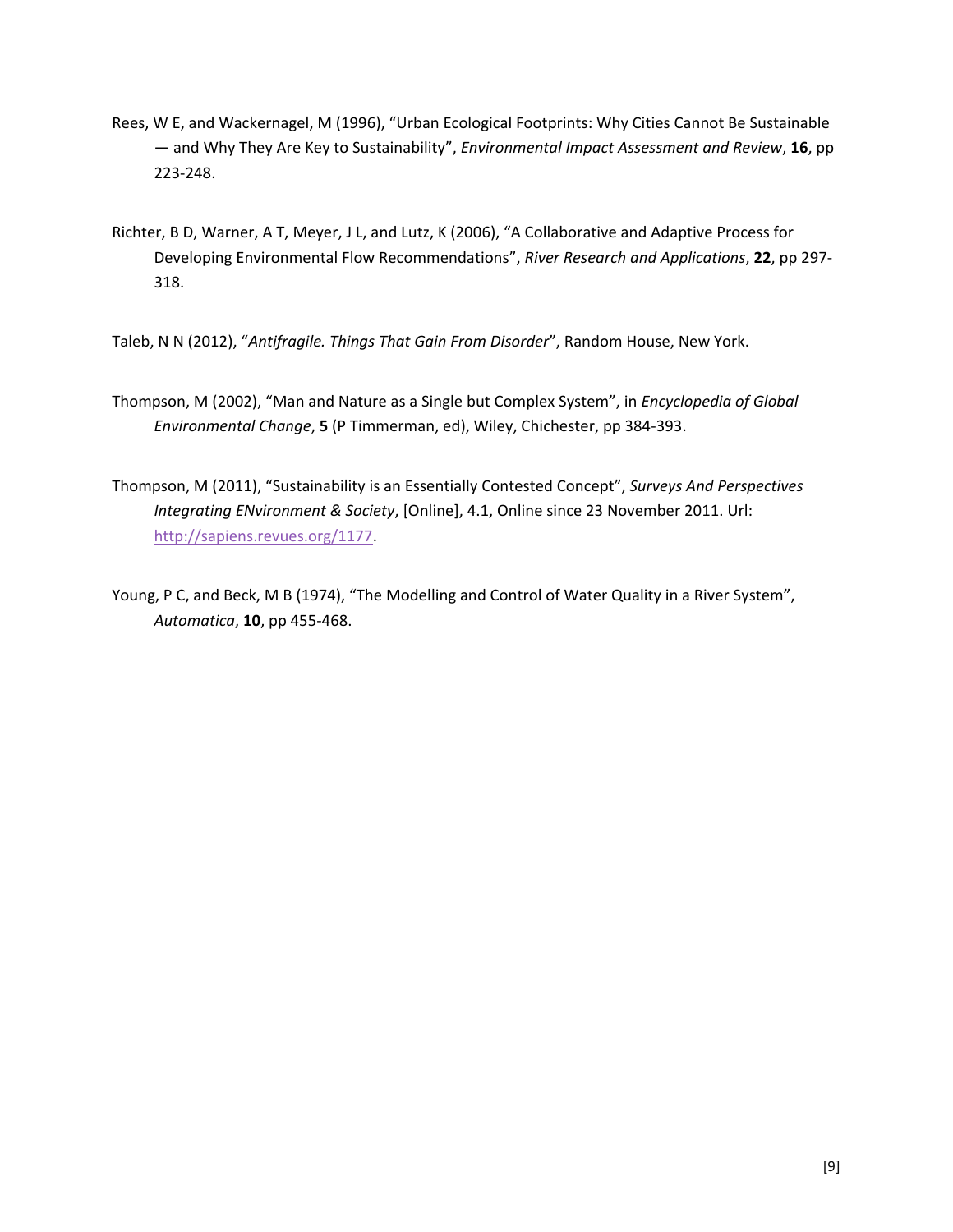Rees, W E, and Wackernagel, M (1996), "Urban Ecological Footprints: Why Cities Cannot Be Sustainable — and Why They Are Key to Sustainability", *Environmental Impact Assessment and Review*, **16**, pp 223-248.

Richter, B D, Warner, A T, Meyer, J L, and Lutz, K (2006), "A Collaborative and Adaptive Process for Developing Environmental Flow Recommendations", *River Research and Applications*, **22**, pp 297-318.

Taleb, N N (2012), "*Antifragile. Things That Gain From Disorder*", Random House, New York.

Thompson, M (2002), "Man and Nature as a Single but Complex System", in *Encyclopedia of Global Environmental Change*, **5** (P Timmerman, ed), Wiley, Chichester, pp 384-393.

Thompson, M (2011), "Sustainability is an Essentially Contested Concept", *Surveys And Perspectives Integrating ENvironment & Society*, [Online], 4.1, Online since 23 November 2011. Url: http://sapiens.revues.org/1177.

Young, P C, and Beck, M B (1974), "The Modelling and Control of Water Quality in a River System", *Automatica*, **10**, pp 455-468.